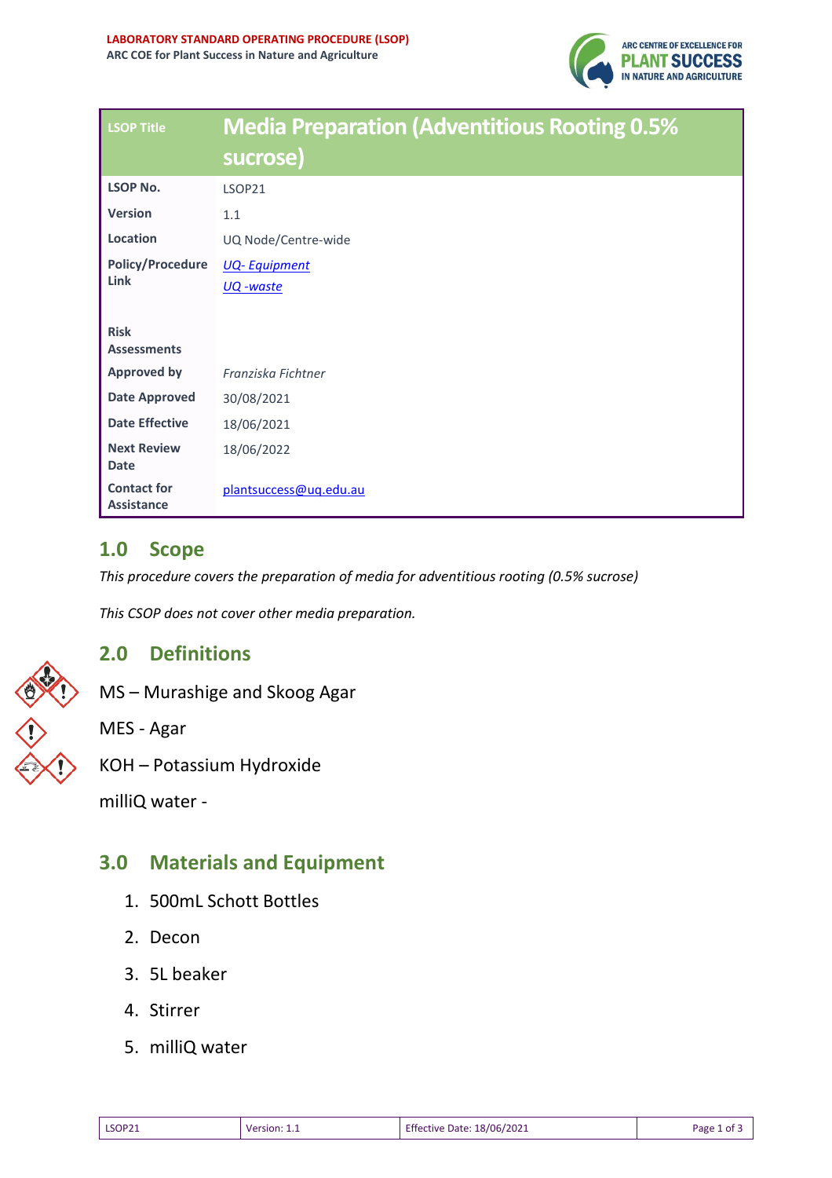**LABORATORY STANDARD OPERATING PROCEDURE (LSOP)**
**ARC COE for Plant Success in Nature and Agriculture**

| LSOP Title | Media Preparation (Adventitious Rooting 0.5% sucrose) |
| --- | --- |
| **LSOP No.** | LSOP21 |
| **Version** | 1.1 |
| **Location** | UQ Node/Centre-wide |
| **Policy/Procedure Link** | *UQ- Equipment*<br>*UQ -waste* |
| **Risk Assessments** | |
| **Approved by** | *Franziska Fichtner* |
| **Date Approved** | 30/08/2021 |
| **Date Effective** | 18/06/2021 |
| **Next Review Date** | 18/06/2022 |
| **Contact for Assistance** | plantsuccess@uq.edu.au |

## 1.0 Scope

*This procedure covers the preparation of media for adventitious rooting (0.5% sucrose)*

*This CSOP does not cover other media preparation.*

## 2.0 Definitions

MS – Murashige and Skoog Agar

MES - Agar

KOH – Potassium Hydroxide

milliQ water -

## 3.0 Materials and Equipment

1. 500mL Schott Bottles
2. Decon
3. 5L beaker
4. Stirrer
5. milliQ water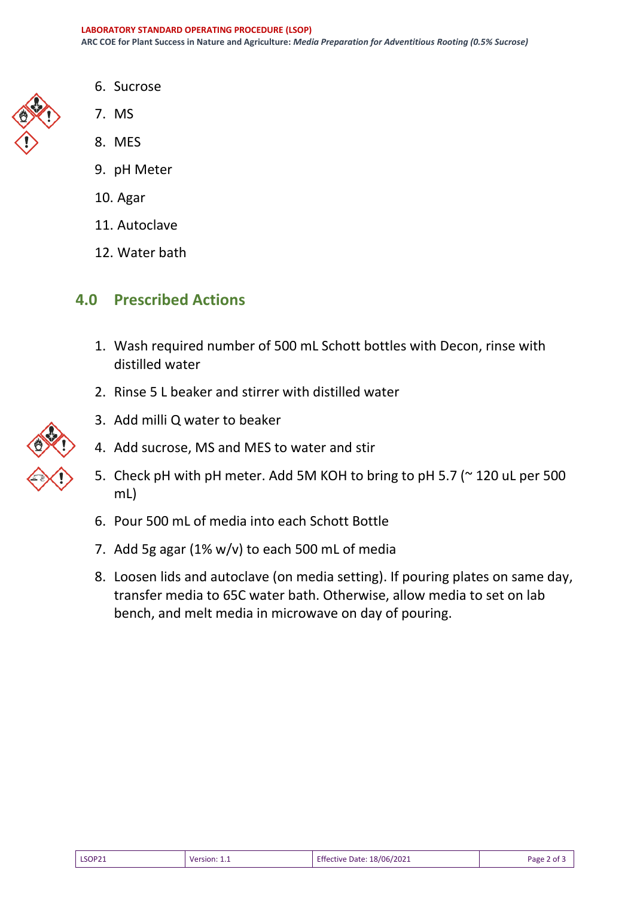6. Sucrose
7. MS
8. MES
9. pH Meter
10. Agar
11. Autoclave
12. Water bath

## 4.0 Prescribed Actions

1. Wash required number of 500 mL Schott bottles with Decon, rinse with distilled water
2. Rinse 5 L beaker and stirrer with distilled water
3. Add milli Q water to beaker
4. Add sucrose, MS and MES to water and stir
5. Check pH with pH meter. Add 5M KOH to bring to pH 5.7 (~ 120 uL per 500 mL)
6. Pour 500 mL of media into each Schott Bottle
7. Add 5g agar (1% w/v) to each 500 mL of media
8. Loosen lids and autoclave (on media setting). If pouring plates on same day, transfer media to 65C water bath. Otherwise, allow media to set on lab bench, and melt media in microwave on day of pouring.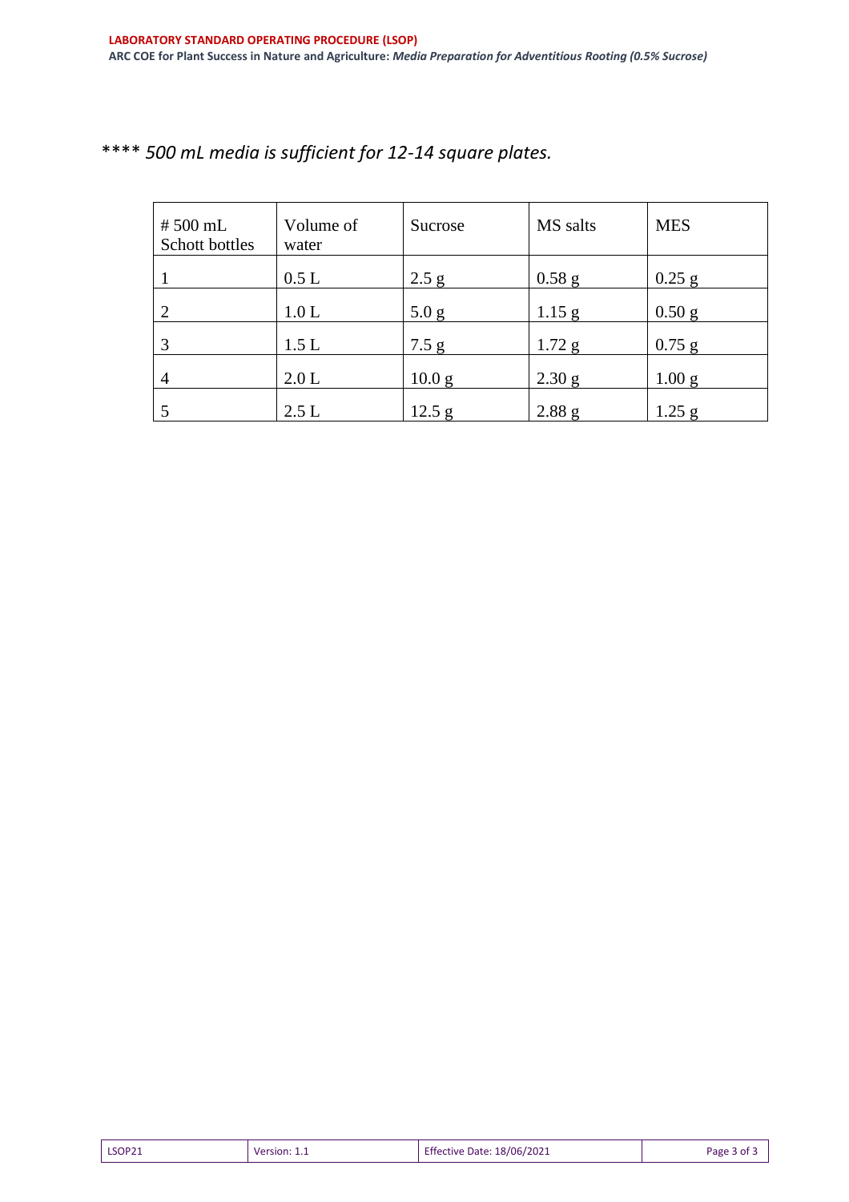**** *500 mL media is sufficient for 12-14 square plates.*

| # 500 mL Schott bottles | Volume of water | Sucrose | MS salts | MES |
|---|---|---|---|---|
| 1 | 0.5 L | 2.5 g | 0.58 g | 0.25 g |
| 2 | 1.0 L | 5.0 g | 1.15 g | 0.50 g |
| 3 | 1.5 L | 7.5 g | 1.72 g | 0.75 g |
| 4 | 2.0 L | 10.0 g | 2.30 g | 1.00 g |
| 5 | 2.5 L | 12.5 g | 2.88 g | 1.25 g |